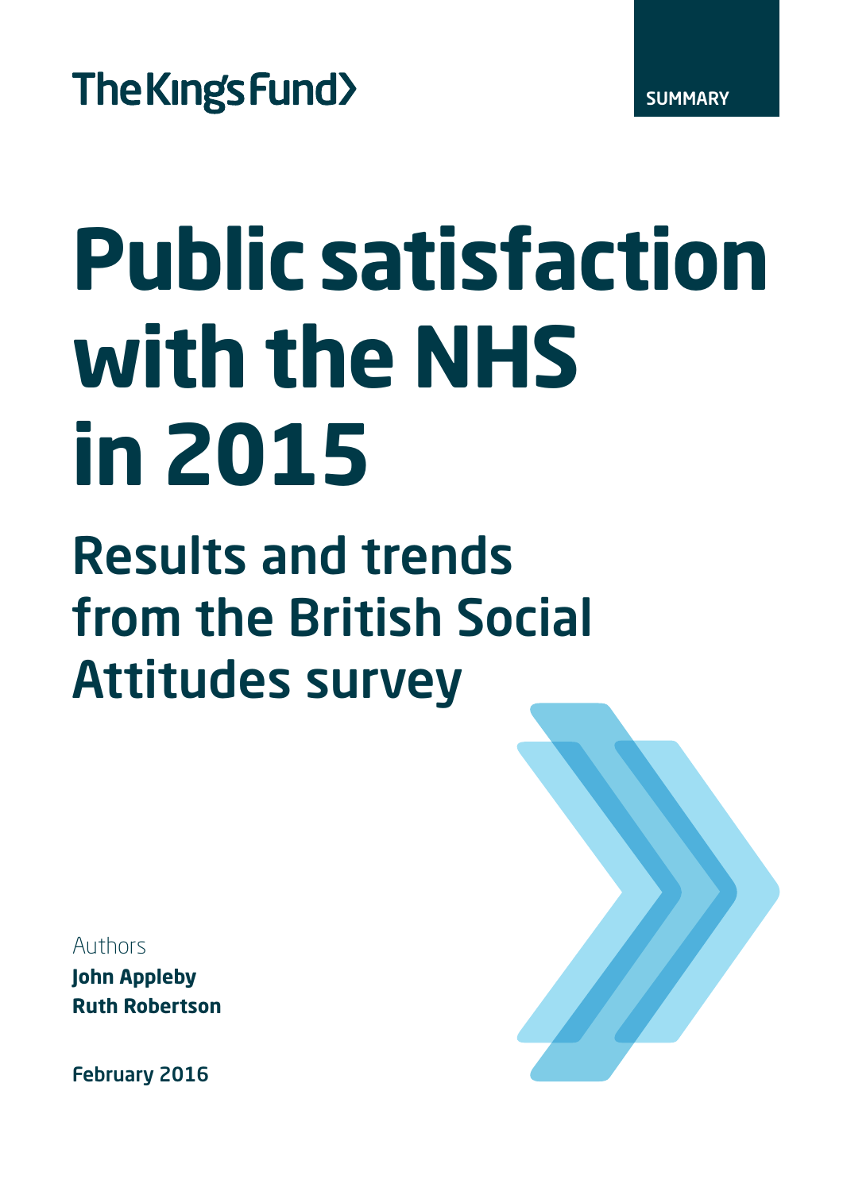The King's Fund

SUMMARY

# Public satisfaction with the NHS in 2015

## Results and trends from the British Social Attitudes survey

Authors

**John Appleby**
**Ruth Robertson**

February 2016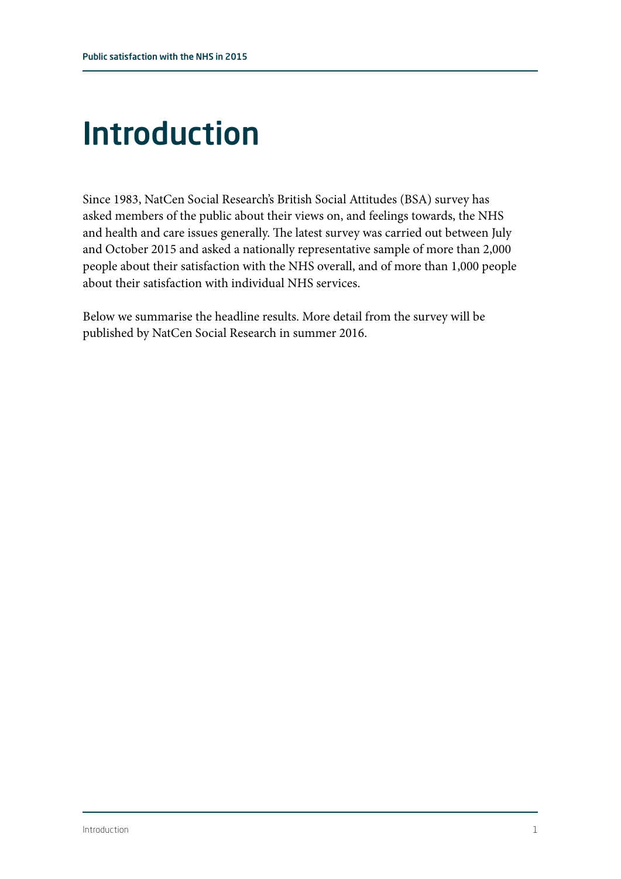# Introduction

Since 1983, NatCen Social Research's British Social Attitudes (BSA) survey has asked members of the public about their views on, and feelings towards, the NHS and health and care issues generally. The latest survey was carried out between July and October 2015 and asked a nationally representative sample of more than 2,000 people about their satisfaction with the NHS overall, and of more than 1,000 people about their satisfaction with individual NHS services.

Below we summarise the headline results. More detail from the survey will be published by NatCen Social Research in summer 2016.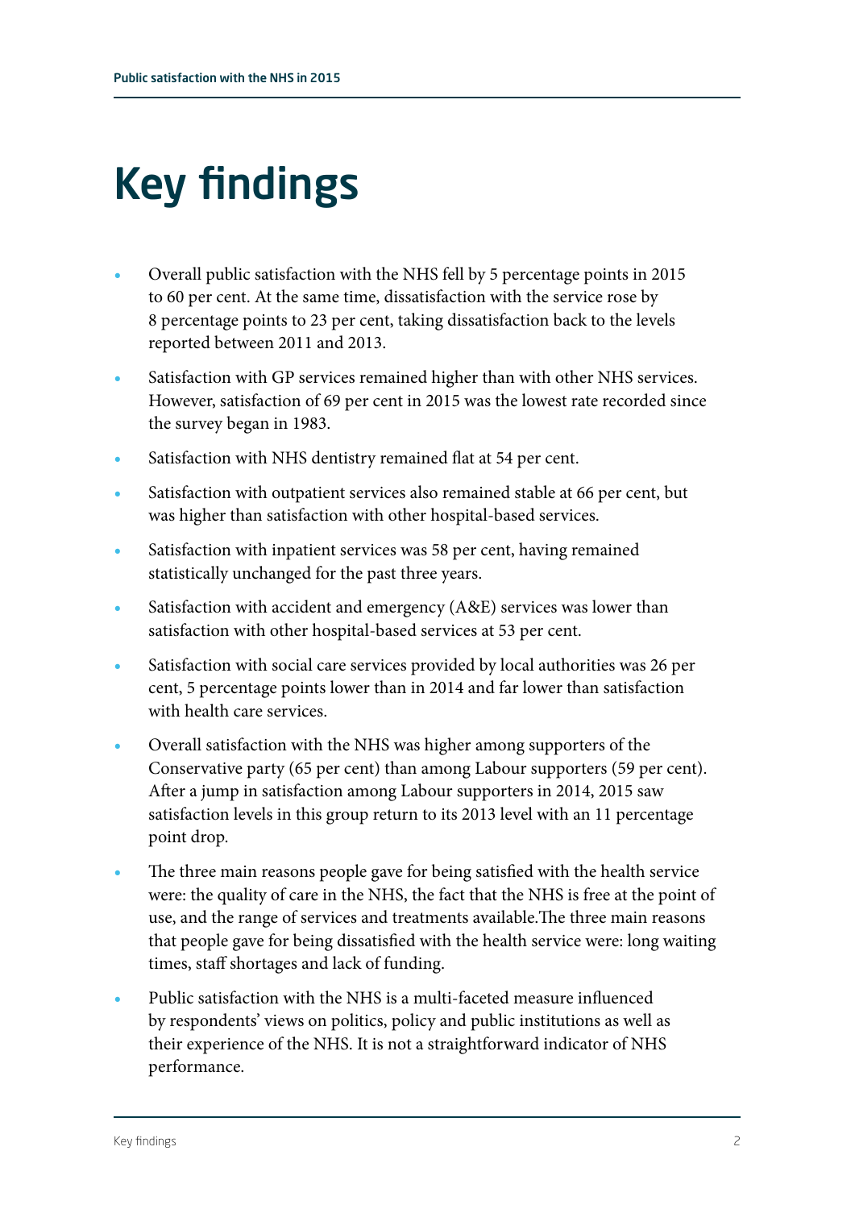# Key findings

- Overall public satisfaction with the NHS fell by 5 percentage points in 2015 to 60 per cent. At the same time, dissatisfaction with the service rose by 8 percentage points to 23 per cent, taking dissatisfaction back to the levels reported between 2011 and 2013.
- Satisfaction with GP services remained higher than with other NHS services. However, satisfaction of 69 per cent in 2015 was the lowest rate recorded since the survey began in 1983.
- Satisfaction with NHS dentistry remained flat at 54 per cent.
- Satisfaction with outpatient services also remained stable at 66 per cent, but was higher than satisfaction with other hospital-based services.
- Satisfaction with inpatient services was 58 per cent, having remained statistically unchanged for the past three years.
- Satisfaction with accident and emergency (A&E) services was lower than satisfaction with other hospital-based services at 53 per cent.
- Satisfaction with social care services provided by local authorities was 26 per cent, 5 percentage points lower than in 2014 and far lower than satisfaction with health care services.
- Overall satisfaction with the NHS was higher among supporters of the Conservative party (65 per cent) than among Labour supporters (59 per cent). After a jump in satisfaction among Labour supporters in 2014, 2015 saw satisfaction levels in this group return to its 2013 level with an 11 percentage point drop.
- The three main reasons people gave for being satisfied with the health service were: the quality of care in the NHS, the fact that the NHS is free at the point of use, and the range of services and treatments available.The three main reasons that people gave for being dissatisfied with the health service were: long waiting times, staff shortages and lack of funding.
- Public satisfaction with the NHS is a multi-faceted measure influenced by respondents' views on politics, policy and public institutions as well as their experience of the NHS. It is not a straightforward indicator of NHS performance.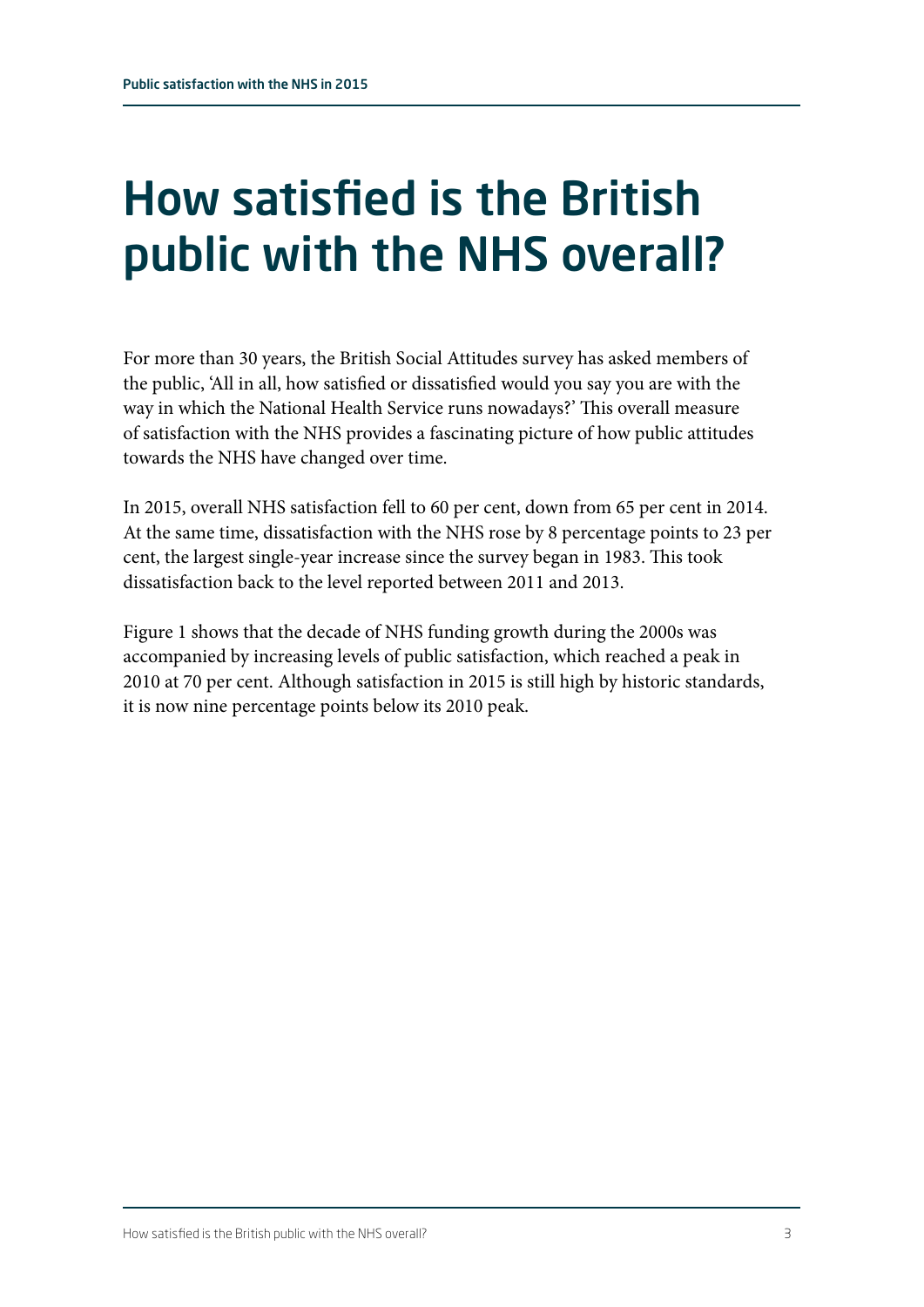# How satisfied is the British public with the NHS overall?

For more than 30 years, the British Social Attitudes survey has asked members of the public, 'All in all, how satisfied or dissatisfied would you say you are with the way in which the National Health Service runs nowadays?' This overall measure of satisfaction with the NHS provides a fascinating picture of how public attitudes towards the NHS have changed over time.

In 2015, overall NHS satisfaction fell to 60 per cent, down from 65 per cent in 2014. At the same time, dissatisfaction with the NHS rose by 8 percentage points to 23 per cent, the largest single-year increase since the survey began in 1983. This took dissatisfaction back to the level reported between 2011 and 2013.

Figure 1 shows that the decade of NHS funding growth during the 2000s was accompanied by increasing levels of public satisfaction, which reached a peak in 2010 at 70 per cent. Although satisfaction in 2015 is still high by historic standards, it is now nine percentage points below its 2010 peak.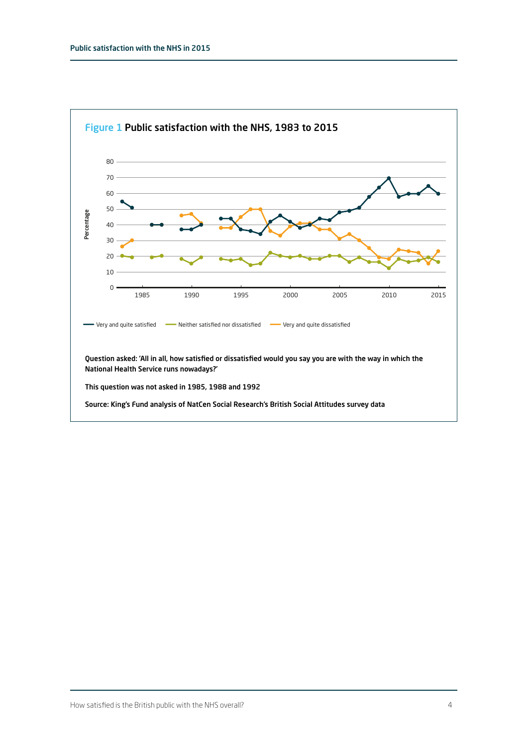## Figure 1 Public satisfaction with the NHS, 1983 to 2015

Question asked: 'All in all, how satisfied or dissatisfied would you say you are with the way in which the National Health Service runs nowadays?'

This question was not asked in 1985, 1988 and 1992

Source: King's Fund analysis of NatCen Social Research's British Social Attitudes survey data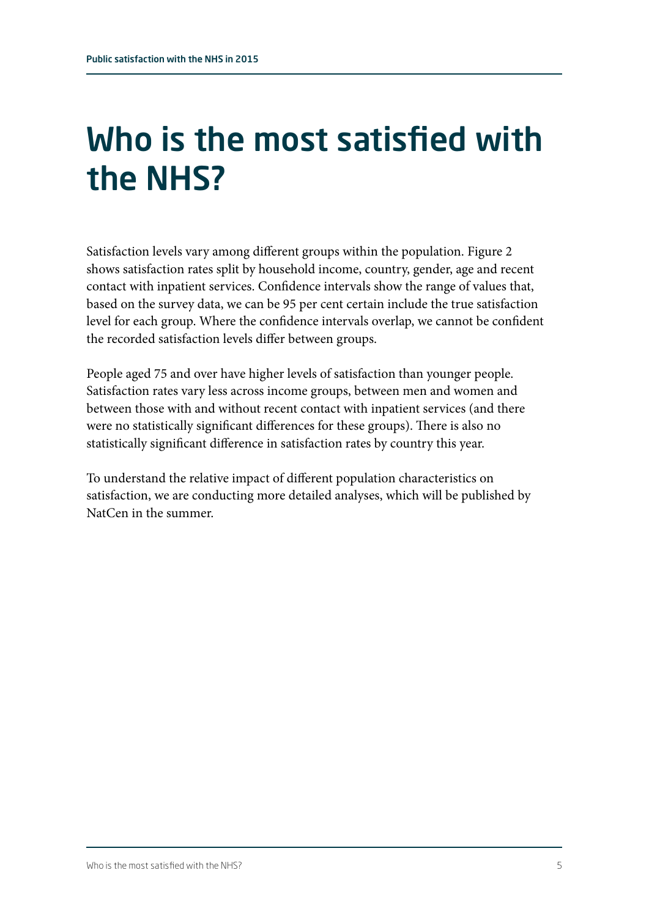# Who is the most satisfied with the NHS?

Satisfaction levels vary among different groups within the population. Figure 2 shows satisfaction rates split by household income, country, gender, age and recent contact with inpatient services. Confidence intervals show the range of values that, based on the survey data, we can be 95 per cent certain include the true satisfaction level for each group. Where the confidence intervals overlap, we cannot be confident the recorded satisfaction levels differ between groups.

People aged 75 and over have higher levels of satisfaction than younger people. Satisfaction rates vary less across income groups, between men and women and between those with and without recent contact with inpatient services (and there were no statistically significant differences for these groups). There is also no statistically significant difference in satisfaction rates by country this year.

To understand the relative impact of different population characteristics on satisfaction, we are conducting more detailed analyses, which will be published by NatCen in the summer.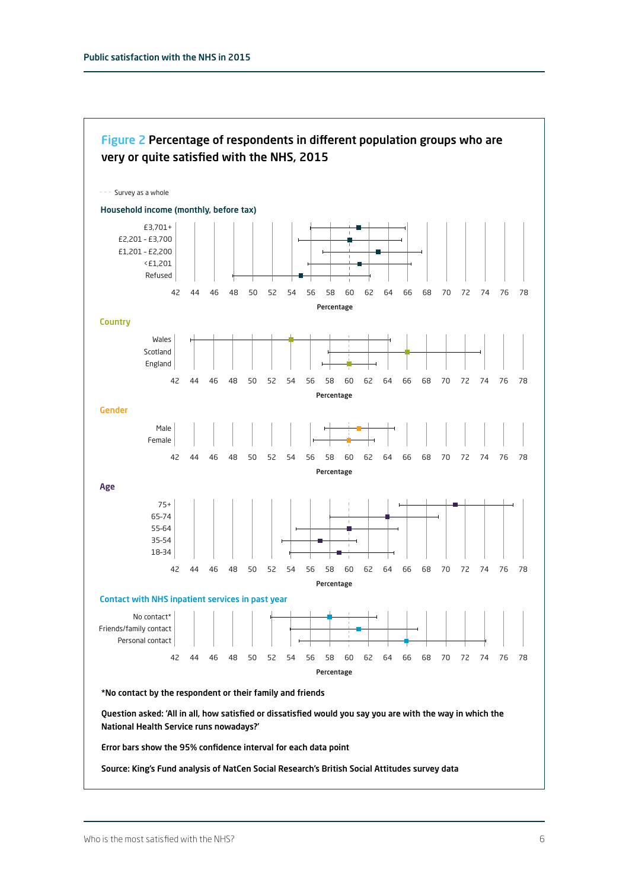**Figure 2** **Percentage of respondents in different population groups who are very or quite satisfied with the NHS, 2015**

Survey as a whole

Household income (monthly, before tax)

£3,701+
£2,201 - £3,700
£1,201 - £2,200
<£1,201
Refused

42 44 46 48 50 52 54 56 58 60 62 64 66 68 70 72 74 76 78
Percentage

Country

Wales
Scotland
England

42 44 46 48 50 52 54 56 58 60 62 64 66 68 70 72 74 76 78
Percentage

Gender

Male
Female

42 44 46 48 50 52 54 56 58 60 62 64 66 68 70 72 74 76 78
Percentage

Age

75+
65-74
55-64
35-54
18-34

42 44 46 48 50 52 54 56 58 60 62 64 66 68 70 72 74 76 78
Percentage

Contact with NHS inpatient services in past year

No contact*
Friends/family contact
Personal contact

42 44 46 48 50 52 54 56 58 60 62 64 66 68 70 72 74 76 78
Percentage

**\*No contact by the respondent or their family and friends**

**Question asked: 'All in all, how satisfied or dissatisfied would you say you are with the way in which the National Health Service runs nowadays?'**

**Error bars show the 95% confidence interval for each data point**

**Source: King's Fund analysis of NatCen Social Research's British Social Attitudes survey data**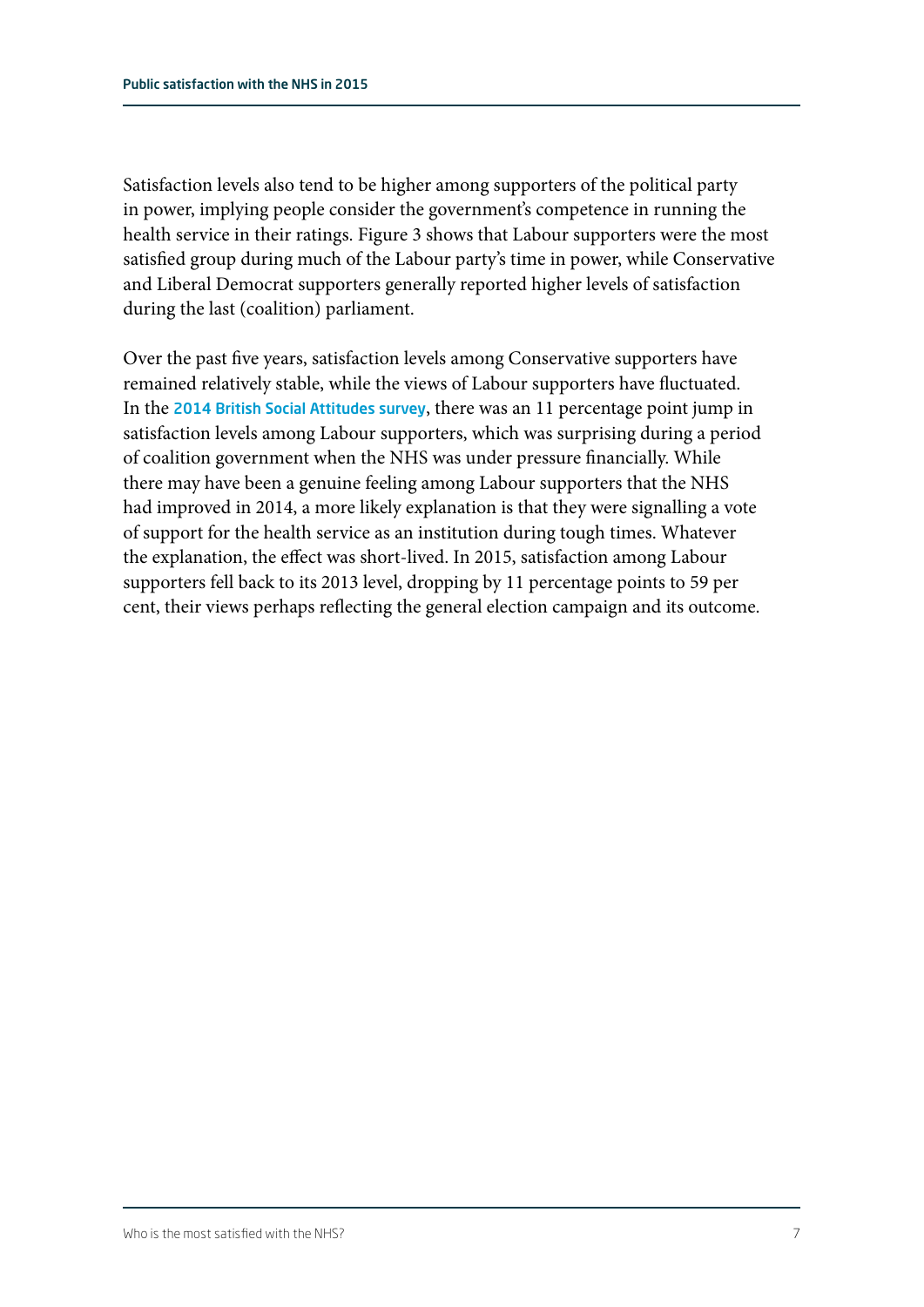Satisfaction levels also tend to be higher among supporters of the political party in power, implying people consider the government's competence in running the health service in their ratings. Figure 3 shows that Labour supporters were the most satisfied group during much of the Labour party's time in power, while Conservative and Liberal Democrat supporters generally reported higher levels of satisfaction during the last (coalition) parliament.

Over the past five years, satisfaction levels among Conservative supporters have remained relatively stable, while the views of Labour supporters have fluctuated. In the 2014 British Social Attitudes survey, there was an 11 percentage point jump in satisfaction levels among Labour supporters, which was surprising during a period of coalition government when the NHS was under pressure financially. While there may have been a genuine feeling among Labour supporters that the NHS had improved in 2014, a more likely explanation is that they were signalling a vote of support for the health service as an institution during tough times. Whatever the explanation, the effect was short-lived. In 2015, satisfaction among Labour supporters fell back to its 2013 level, dropping by 11 percentage points to 59 per cent, their views perhaps reflecting the general election campaign and its outcome.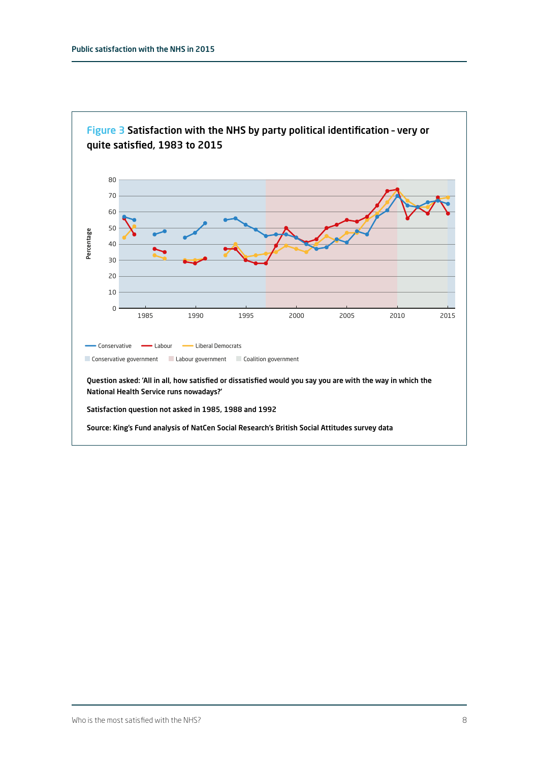**Figure 3** Satisfaction with the NHS by party political identification – very or quite satisfied, 1983 to 2015

Percentage

80
70
60
50
40
30
20
10
0

1985 1990 1995 2000 2005 2010 2015

Conservative
Labour
Liberal Democrats

Conservative government
Labour government
Coalition government

**Question asked: 'All in all, how satisfied or dissatisfied would you say you are with the way in which the National Health Service runs nowadays?'**

**Satisfaction question not asked in 1985, 1988 and 1992**

**Source: King's Fund analysis of NatCen Social Research's British Social Attitudes survey data**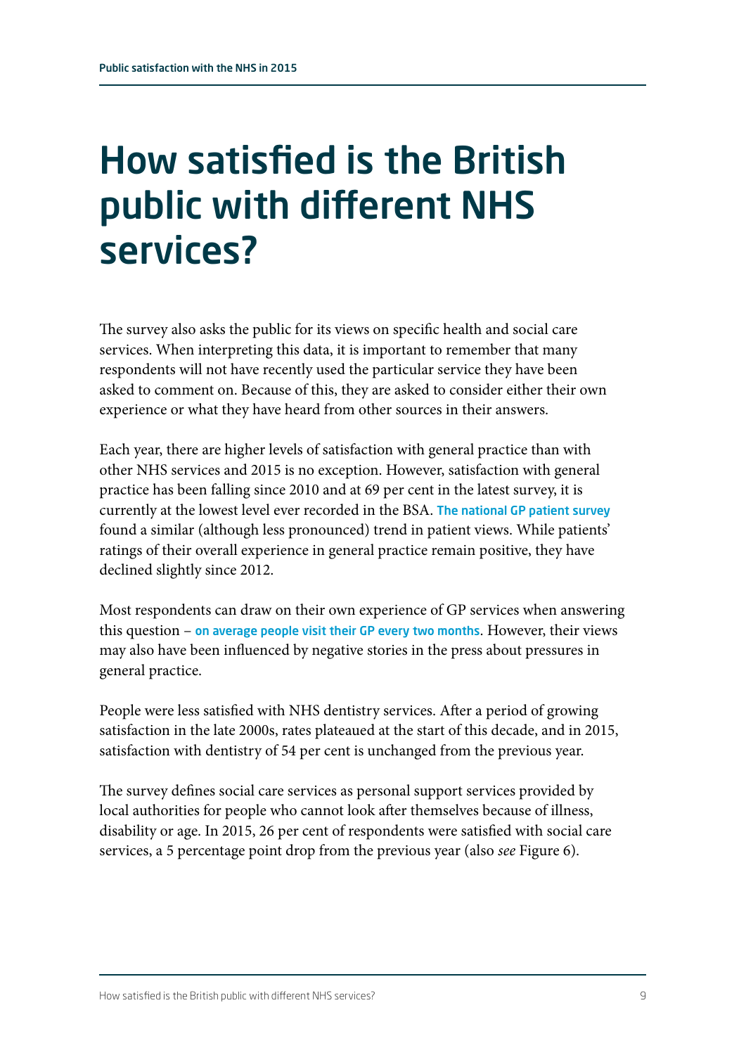# How satisfied is the British public with different NHS services?

The survey also asks the public for its views on specific health and social care services. When interpreting this data, it is important to remember that many respondents will not have recently used the particular service they have been asked to comment on. Because of this, they are asked to consider either their own experience or what they have heard from other sources in their answers.

Each year, there are higher levels of satisfaction with general practice than with other NHS services and 2015 is no exception. However, satisfaction with general practice has been falling since 2010 and at 69 per cent in the latest survey, it is currently at the lowest level ever recorded in the BSA. The national GP patient survey found a similar (although less pronounced) trend in patient views. While patients' ratings of their overall experience in general practice remain positive, they have declined slightly since 2012.

Most respondents can draw on their own experience of GP services when answering this question – on average people visit their GP every two months. However, their views may also have been influenced by negative stories in the press about pressures in general practice.

People were less satisfied with NHS dentistry services. After a period of growing satisfaction in the late 2000s, rates plateaued at the start of this decade, and in 2015, satisfaction with dentistry of 54 per cent is unchanged from the previous year.

The survey defines social care services as personal support services provided by local authorities for people who cannot look after themselves because of illness, disability or age. In 2015, 26 per cent of respondents were satisfied with social care services, a 5 percentage point drop from the previous year (also *see* Figure 6).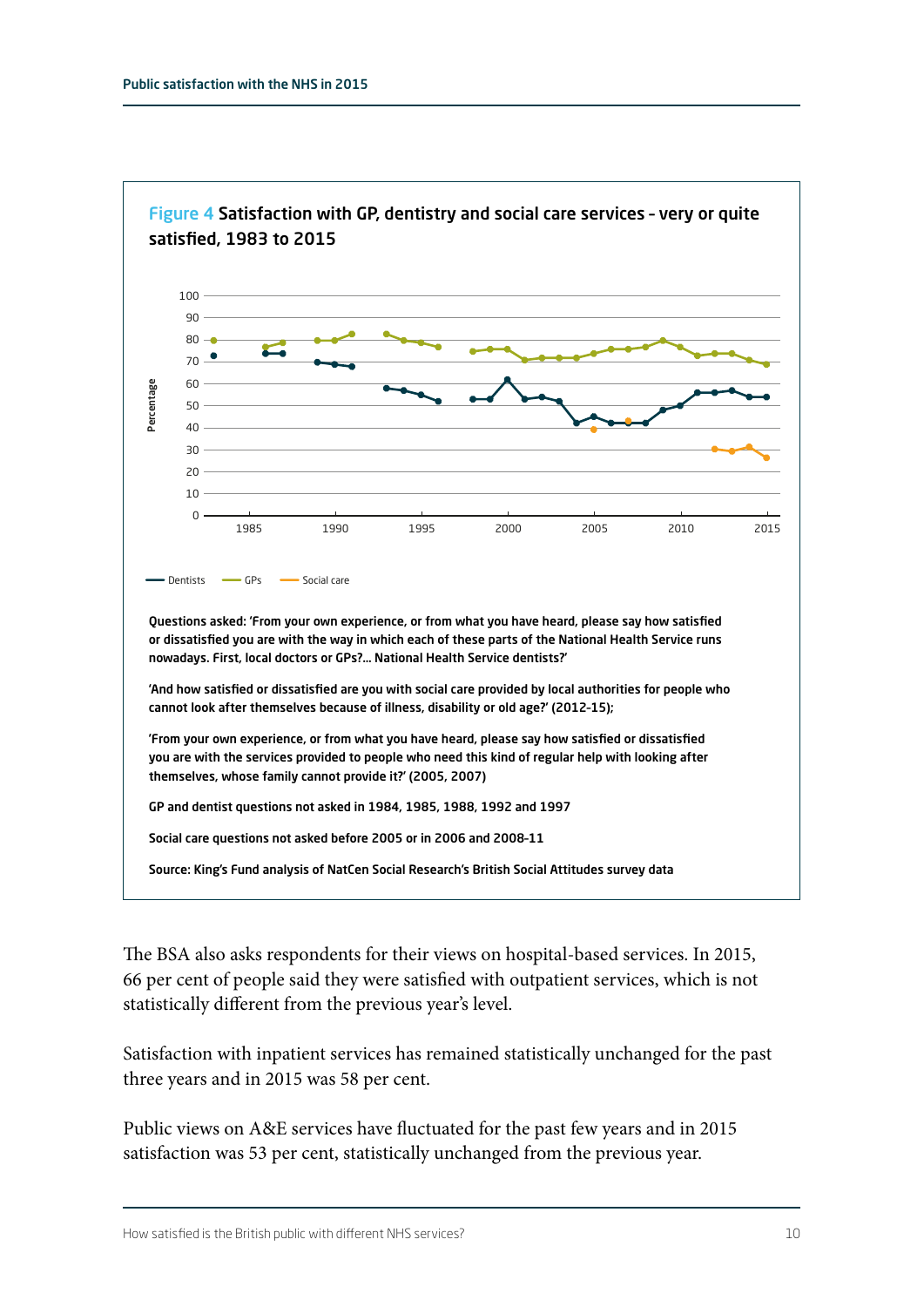**Figure 4** Satisfaction with GP, dentistry and social care services – very or quite satisfied, 1983 to 2015

Percentage

100
90
80
70
60
50
40
30
20
10
0

1985
1990
1995
2000
2005
2010
2015

Dentists
GPs
Social care

Questions asked: 'From your own experience, or from what you have heard, please say how satisfied or dissatisfied you are with the way in which each of these parts of the National Health Service runs nowadays. First, local doctors or GPs?... National Health Service dentists?'

'And how satisfied or dissatisfied are you with social care provided by local authorities for people who cannot look after themselves because of illness, disability or old age?' (2012–15);

'From your own experience, or from what you have heard, please say how satisfied or dissatisfied you are with the services provided to people who need this kind of regular help with looking after themselves, whose family cannot provide it?' (2005, 2007)

GP and dentist questions not asked in 1984, 1985, 1988, 1992 and 1997

Social care questions not asked before 2005 or in 2006 and 2008–11

Source: King's Fund analysis of NatCen Social Research's British Social Attitudes survey data

The BSA also asks respondents for their views on hospital-based services. In 2015, 66 per cent of people said they were satisfied with outpatient services, which is not statistically different from the previous year's level.

Satisfaction with inpatient services has remained statistically unchanged for the past three years and in 2015 was 58 per cent.

Public views on A&E services have fluctuated for the past few years and in 2015 satisfaction was 53 per cent, statistically unchanged from the previous year.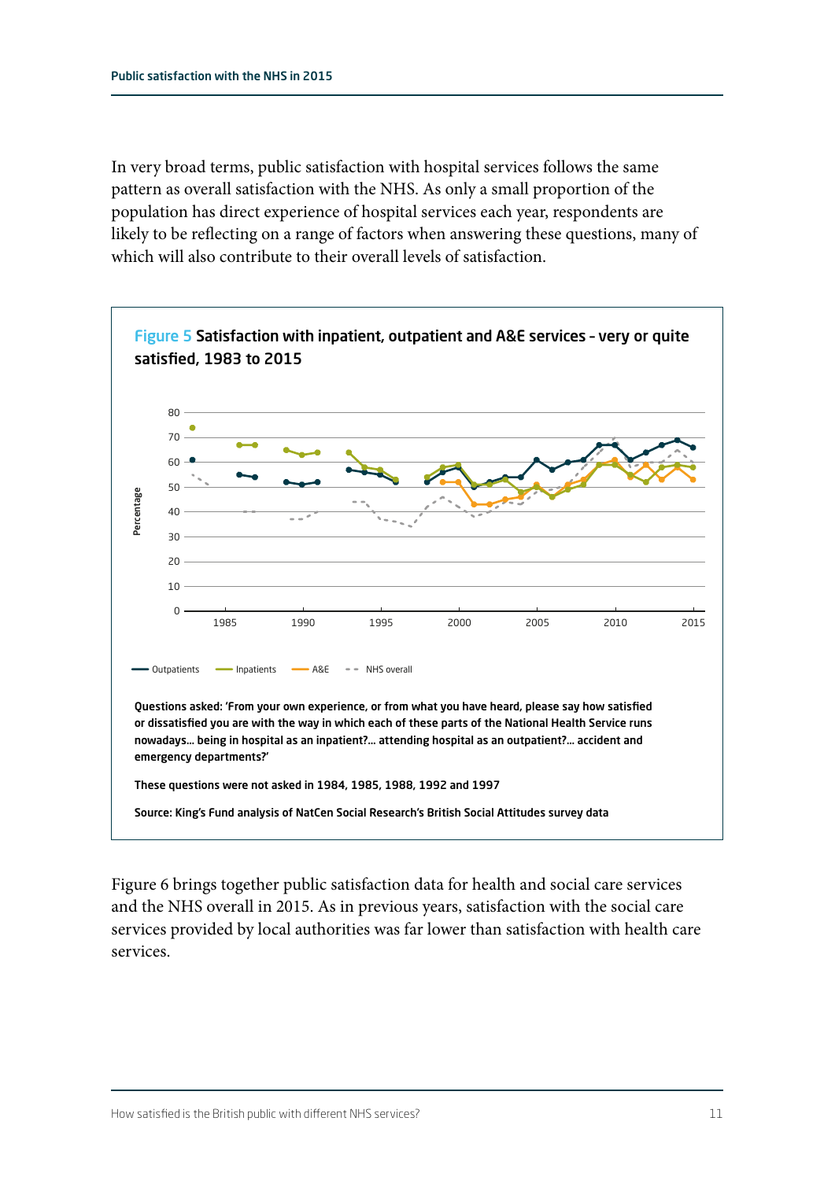In very broad terms, public satisfaction with hospital services follows the same pattern as overall satisfaction with the NHS. As only a small proportion of the population has direct experience of hospital services each year, respondents are likely to be reflecting on a range of factors when answering these questions, many of which will also contribute to their overall levels of satisfaction.

**Figure 5 Satisfaction with inpatient, outpatient and A&E services – very or quite satisfied, 1983 to 2015**

Percentage

80
70
60
50
40
30
20
10
0

1985
1990
1995
2000
2005
2010
2015

Outpatients
Inpatients
A&E
NHS overall

**Questions asked: 'From your own experience, or from what you have heard, please say how satisfied or dissatisfied you are with the way in which each of these parts of the National Health Service runs nowadays… being in hospital as an inpatient?… attending hospital as an outpatient?… accident and emergency departments?'**

**These questions were not asked in 1984, 1985, 1988, 1992 and 1997**

**Source: King's Fund analysis of NatCen Social Research's British Social Attitudes survey data**

Figure 6 brings together public satisfaction data for health and social care services and the NHS overall in 2015. As in previous years, satisfaction with the social care services provided by local authorities was far lower than satisfaction with health care services.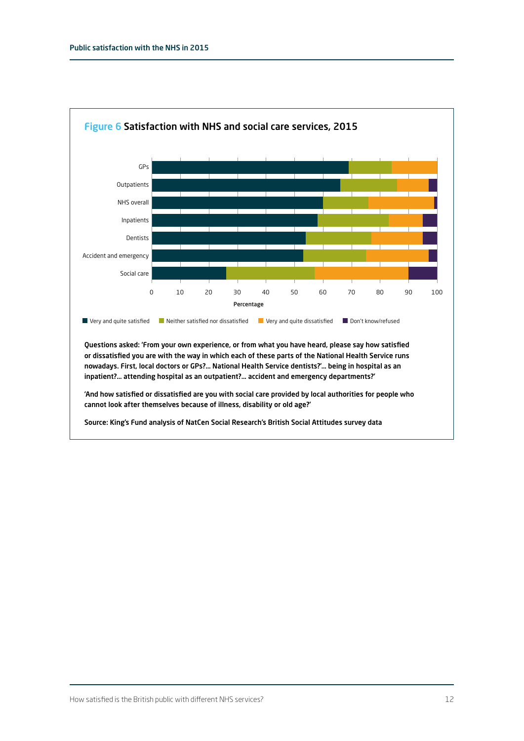## Figure 6 Satisfaction with NHS and social care services, 2015

GPs
Outpatients
NHS overall
Inpatients
Dentists
Accident and emergency
Social care

0 10 20 30 40 50 60 70 80 90 100

Percentage

Very and quite satisfied · Neither satisfied nor dissatisfied · Very and quite dissatisfied · Don't know/refused

**Questions asked: 'From your own experience, or from what you have heard, please say how satisfied or dissatisfied you are with the way in which each of these parts of the National Health Service runs nowadays. First, local doctors or GPs?… National Health Service dentists?'… being in hospital as an inpatient?… attending hospital as an outpatient?… accident and emergency departments?'**

**'And how satisfied or dissatisfied are you with social care provided by local authorities for people who cannot look after themselves because of illness, disability or old age?'**

**Source: King's Fund analysis of NatCen Social Research's British Social Attitudes survey data**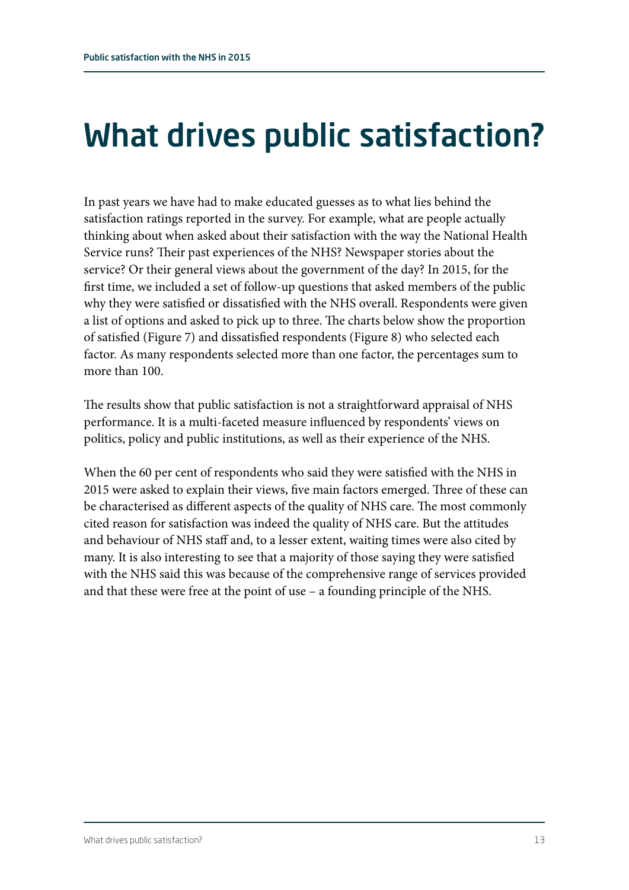# What drives public satisfaction?

In past years we have had to make educated guesses as to what lies behind the satisfaction ratings reported in the survey. For example, what are people actually thinking about when asked about their satisfaction with the way the National Health Service runs? Their past experiences of the NHS? Newspaper stories about the service? Or their general views about the government of the day? In 2015, for the first time, we included a set of follow-up questions that asked members of the public why they were satisfied or dissatisfied with the NHS overall. Respondents were given a list of options and asked to pick up to three. The charts below show the proportion of satisfied (Figure 7) and dissatisfied respondents (Figure 8) who selected each factor. As many respondents selected more than one factor, the percentages sum to more than 100.

The results show that public satisfaction is not a straightforward appraisal of NHS performance. It is a multi-faceted measure influenced by respondents' views on politics, policy and public institutions, as well as their experience of the NHS.

When the 60 per cent of respondents who said they were satisfied with the NHS in 2015 were asked to explain their views, five main factors emerged. Three of these can be characterised as different aspects of the quality of NHS care. The most commonly cited reason for satisfaction was indeed the quality of NHS care. But the attitudes and behaviour of NHS staff and, to a lesser extent, waiting times were also cited by many. It is also interesting to see that a majority of those saying they were satisfied with the NHS said this was because of the comprehensive range of services provided and that these were free at the point of use – a founding principle of the NHS.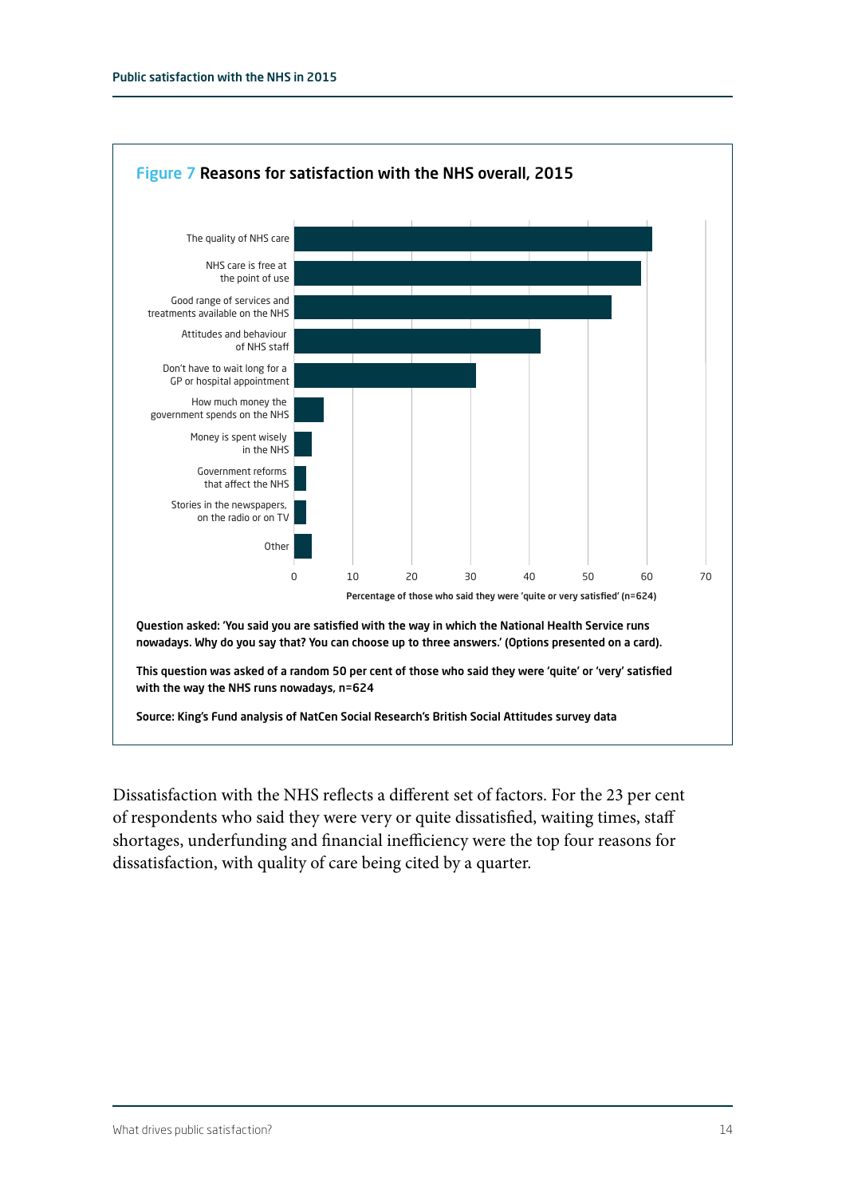**Figure 7** Reasons for satisfaction with the NHS overall, 2015

The quality of NHS care

NHS care is free at the point of use

Good range of services and treatments available on the NHS

Attitudes and behaviour of NHS staff

Don't have to wait long for a GP or hospital appointment

How much money the government spends on the NHS

Money is spent wisely in the NHS

Government reforms that affect the NHS

Stories in the newspapers, on the radio or on TV

Other

0 10 20 30 40 50 60 70

Percentage of those who said they were 'quite or very satisfied' (n=624)

**Question asked: 'You said you are satisfied with the way in which the National Health Service runs nowadays. Why do you say that? You can choose up to three answers.' (Options presented on a card).**

**This question was asked of a random 50 per cent of those who said they were 'quite' or 'very' satisfied with the way the NHS runs nowadays, n=624**

**Source: King's Fund analysis of NatCen Social Research's British Social Attitudes survey data**

Dissatisfaction with the NHS reflects a different set of factors. For the 23 per cent of respondents who said they were very or quite dissatisfied, waiting times, staff shortages, underfunding and financial inefficiency were the top four reasons for dissatisfaction, with quality of care being cited by a quarter.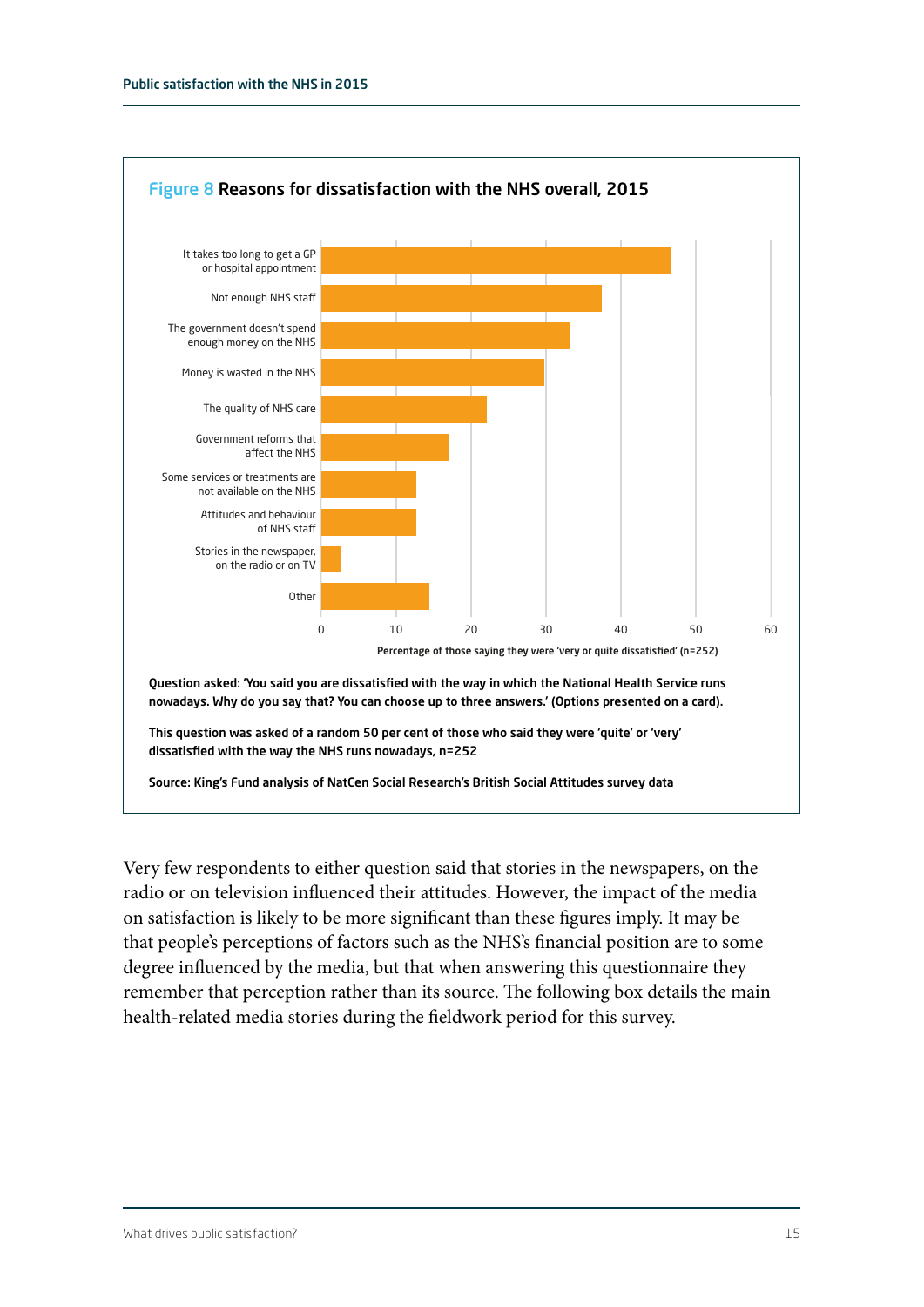**Figure 8** Reasons for dissatisfaction with the NHS overall, 2015

It takes too long to get a GP or hospital appointment

Not enough NHS staff

The government doesn't spend enough money on the NHS

Money is wasted in the NHS

The quality of NHS care

Government reforms that affect the NHS

Some services or treatments are not available on the NHS

Attitudes and behaviour of NHS staff

Stories in the newspaper, on the radio or on TV

Other

0 10 20 30 40 50 60

Percentage of those saying they were 'very or quite dissatisfied' (n=252)

**Question asked: 'You said you are dissatisfied with the way in which the National Health Service runs nowadays. Why do you say that? You can choose up to three answers.' (Options presented on a card).**

**This question was asked of a random 50 per cent of those who said they were 'quite' or 'very' dissatisfied with the way the NHS runs nowadays, n=252**

**Source: King's Fund analysis of NatCen Social Research's British Social Attitudes survey data**

Very few respondents to either question said that stories in the newspapers, on the radio or on television influenced their attitudes. However, the impact of the media on satisfaction is likely to be more significant than these figures imply. It may be that people's perceptions of factors such as the NHS's financial position are to some degree influenced by the media, but that when answering this questionnaire they remember that perception rather than its source. The following box details the main health-related media stories during the fieldwork period for this survey.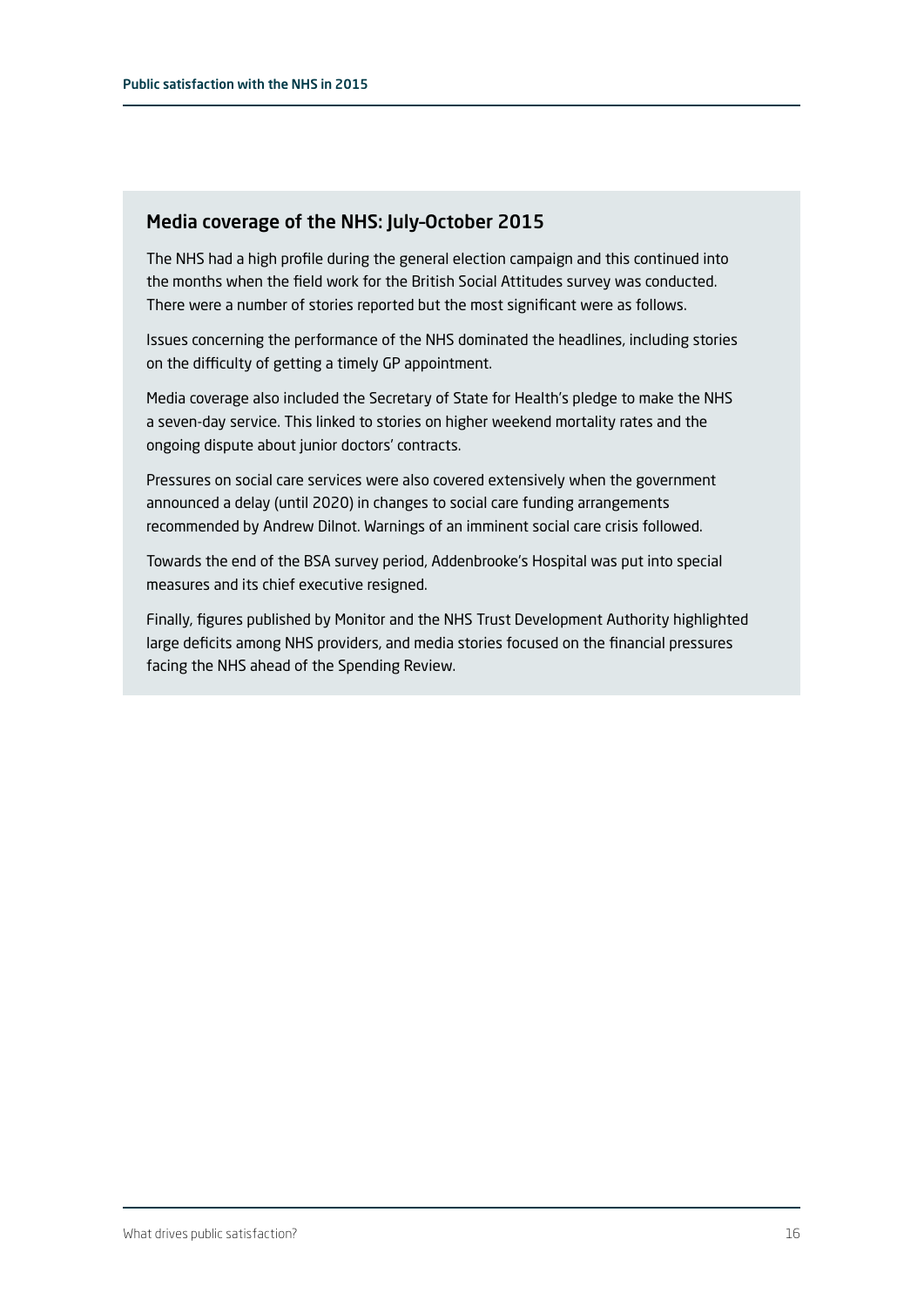## Media coverage of the NHS: July–October 2015

The NHS had a high profile during the general election campaign and this continued into the months when the field work for the British Social Attitudes survey was conducted. There were a number of stories reported but the most significant were as follows.

Issues concerning the performance of the NHS dominated the headlines, including stories on the difficulty of getting a timely GP appointment.

Media coverage also included the Secretary of State for Health's pledge to make the NHS a seven-day service. This linked to stories on higher weekend mortality rates and the ongoing dispute about junior doctors' contracts.

Pressures on social care services were also covered extensively when the government announced a delay (until 2020) in changes to social care funding arrangements recommended by Andrew Dilnot. Warnings of an imminent social care crisis followed.

Towards the end of the BSA survey period, Addenbrooke's Hospital was put into special measures and its chief executive resigned.

Finally, figures published by Monitor and the NHS Trust Development Authority highlighted large deficits among NHS providers, and media stories focused on the financial pressures facing the NHS ahead of the Spending Review.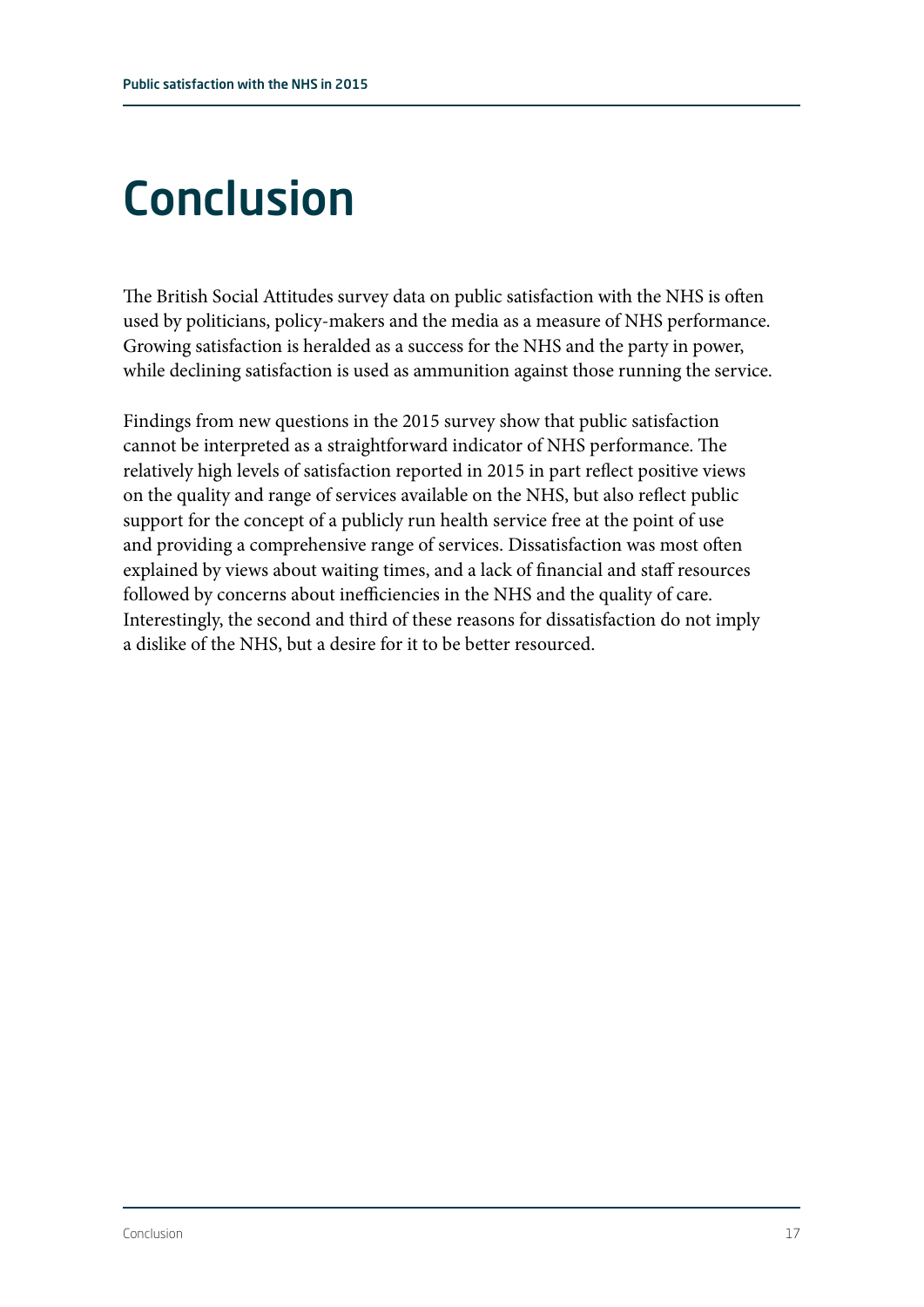# Conclusion

The British Social Attitudes survey data on public satisfaction with the NHS is often used by politicians, policy-makers and the media as a measure of NHS performance. Growing satisfaction is heralded as a success for the NHS and the party in power, while declining satisfaction is used as ammunition against those running the service.

Findings from new questions in the 2015 survey show that public satisfaction cannot be interpreted as a straightforward indicator of NHS performance. The relatively high levels of satisfaction reported in 2015 in part reflect positive views on the quality and range of services available on the NHS, but also reflect public support for the concept of a publicly run health service free at the point of use and providing a comprehensive range of services. Dissatisfaction was most often explained by views about waiting times, and a lack of financial and staff resources followed by concerns about inefficiencies in the NHS and the quality of care. Interestingly, the second and third of these reasons for dissatisfaction do not imply a dislike of the NHS, but a desire for it to be better resourced.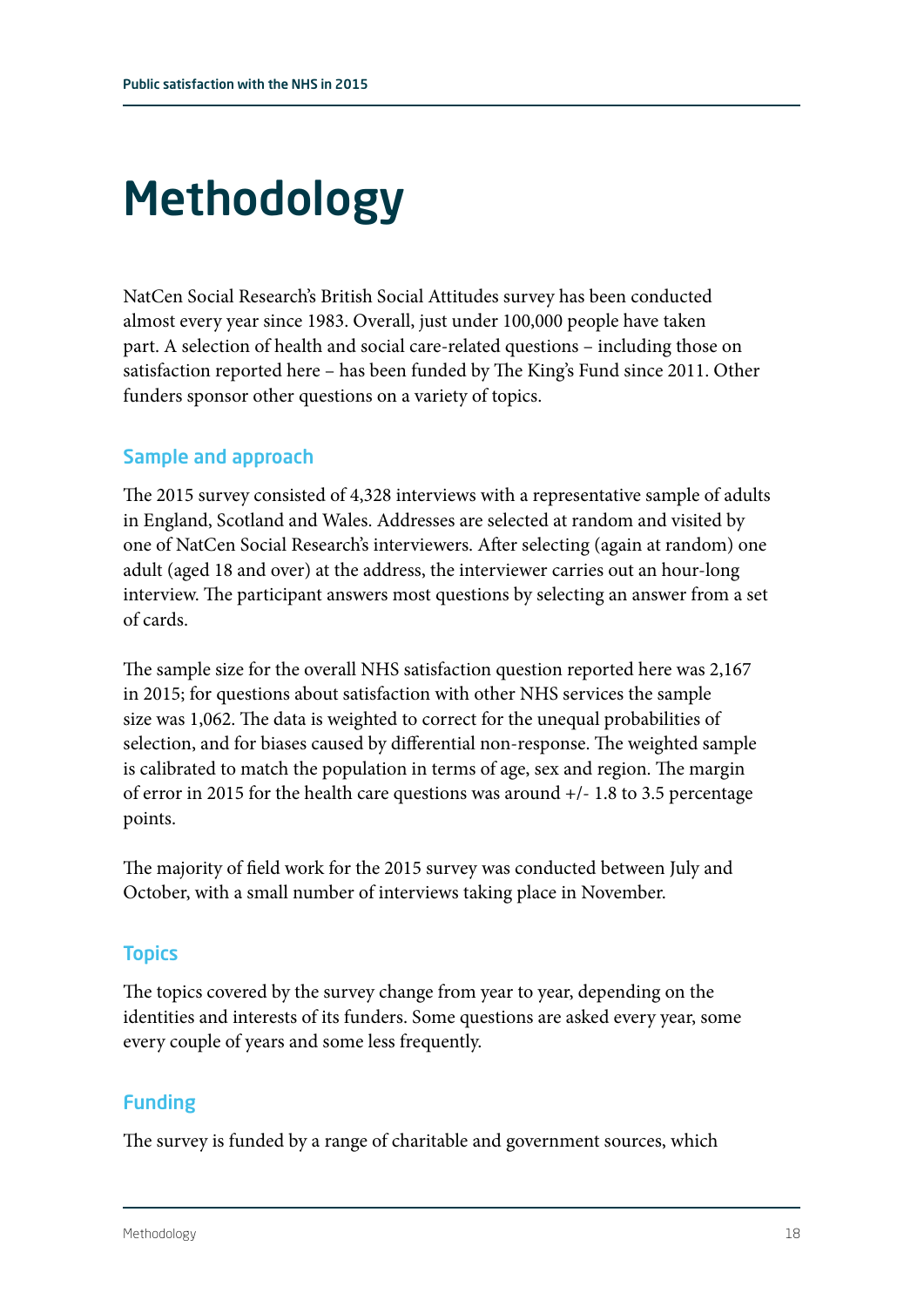# Methodology

NatCen Social Research's British Social Attitudes survey has been conducted almost every year since 1983. Overall, just under 100,000 people have taken part. A selection of health and social care-related questions – including those on satisfaction reported here – has been funded by The King's Fund since 2011. Other funders sponsor other questions on a variety of topics.

## Sample and approach

The 2015 survey consisted of 4,328 interviews with a representative sample of adults in England, Scotland and Wales. Addresses are selected at random and visited by one of NatCen Social Research's interviewers. After selecting (again at random) one adult (aged 18 and over) at the address, the interviewer carries out an hour-long interview. The participant answers most questions by selecting an answer from a set of cards.

The sample size for the overall NHS satisfaction question reported here was 2,167 in 2015; for questions about satisfaction with other NHS services the sample size was 1,062. The data is weighted to correct for the unequal probabilities of selection, and for biases caused by differential non-response. The weighted sample is calibrated to match the population in terms of age, sex and region. The margin of error in 2015 for the health care questions was around +/- 1.8 to 3.5 percentage points.

The majority of field work for the 2015 survey was conducted between July and October, with a small number of interviews taking place in November.

## Topics

The topics covered by the survey change from year to year, depending on the identities and interests of its funders. Some questions are asked every year, some every couple of years and some less frequently.

## Funding

The survey is funded by a range of charitable and government sources, which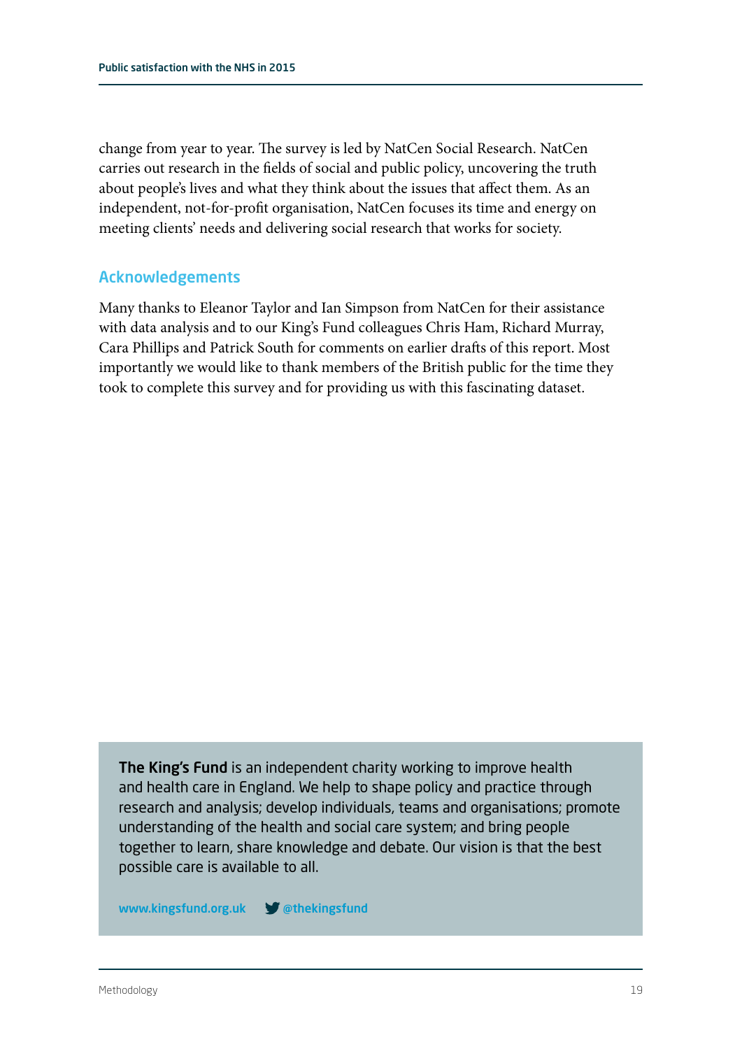change from year to year. The survey is led by NatCen Social Research. NatCen carries out research in the fields of social and public policy, uncovering the truth about people's lives and what they think about the issues that affect them. As an independent, not-for-profit organisation, NatCen focuses its time and energy on meeting clients' needs and delivering social research that works for society.

## Acknowledgements

Many thanks to Eleanor Taylor and Ian Simpson from NatCen for their assistance with data analysis and to our King's Fund colleagues Chris Ham, Richard Murray, Cara Phillips and Patrick South for comments on earlier drafts of this report. Most importantly we would like to thank members of the British public for the time they took to complete this survey and for providing us with this fascinating dataset.

**The King's Fund** is an independent charity working to improve health and health care in England. We help to shape policy and practice through research and analysis; develop individuals, teams and organisations; promote understanding of the health and social care system; and bring people together to learn, share knowledge and debate. Our vision is that the best possible care is available to all.

www.kingsfund.org.uk @thekingsfund